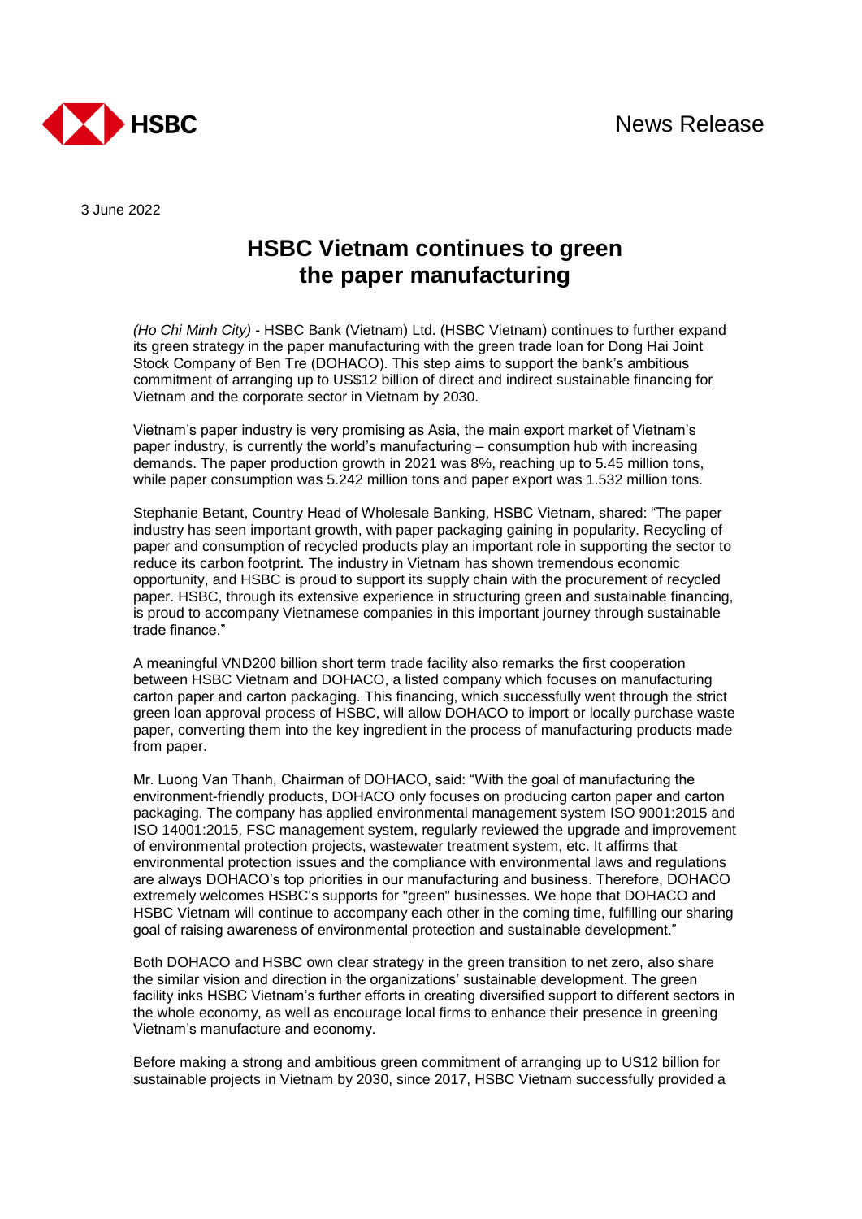News Release

3 June 2022

# HSBC Vietnam continues to green the paper manufacturing

*(Ho Chi Minh City)* - HSBC Bank (Vietnam) Ltd. (HSBC Vietnam) continues to further expand its green strategy in the paper manufacturing with the green trade loan for Dong Hai Joint Stock Company of Ben Tre (DOHACO). This step aims to support the bank's ambitious commitment of arranging up to US$12 billion of direct and indirect sustainable financing for Vietnam and the corporate sector in Vietnam by 2030.

Vietnam's paper industry is very promising as Asia, the main export market of Vietnam's paper industry, is currently the world's manufacturing – consumption hub with increasing demands. The paper production growth in 2021 was 8%, reaching up to 5.45 million tons, while paper consumption was 5.242 million tons and paper export was 1.532 million tons.

Stephanie Betant, Country Head of Wholesale Banking, HSBC Vietnam, shared: "The paper industry has seen important growth, with paper packaging gaining in popularity. Recycling of paper and consumption of recycled products play an important role in supporting the sector to reduce its carbon footprint. The industry in Vietnam has shown tremendous economic opportunity, and HSBC is proud to support its supply chain with the procurement of recycled paper. HSBC, through its extensive experience in structuring green and sustainable financing, is proud to accompany Vietnamese companies in this important journey through sustainable trade finance."

A meaningful VND200 billion short term trade facility also remarks the first cooperation between HSBC Vietnam and DOHACO, a listed company which focuses on manufacturing carton paper and carton packaging. This financing, which successfully went through the strict green loan approval process of HSBC, will allow DOHACO to import or locally purchase waste paper, converting them into the key ingredient in the process of manufacturing products made from paper.

Mr. Luong Van Thanh, Chairman of DOHACO, said: "With the goal of manufacturing the environment-friendly products, DOHACO only focuses on producing carton paper and carton packaging. The company has applied environmental management system ISO 9001:2015 and ISO 14001:2015, FSC management system, regularly reviewed the upgrade and improvement of environmental protection projects, wastewater treatment system, etc. It affirms that environmental protection issues and the compliance with environmental laws and regulations are always DOHACO's top priorities in our manufacturing and business. Therefore, DOHACO extremely welcomes HSBC's supports for "green" businesses. We hope that DOHACO and HSBC Vietnam will continue to accompany each other in the coming time, fulfilling our sharing goal of raising awareness of environmental protection and sustainable development."

Both DOHACO and HSBC own clear strategy in the green transition to net zero, also share the similar vision and direction in the organizations' sustainable development. The green facility inks HSBC Vietnam's further efforts in creating diversified support to different sectors in the whole economy, as well as encourage local firms to enhance their presence in greening Vietnam's manufacture and economy.

Before making a strong and ambitious green commitment of arranging up to US12 billion for sustainable projects in Vietnam by 2030, since 2017, HSBC Vietnam successfully provided a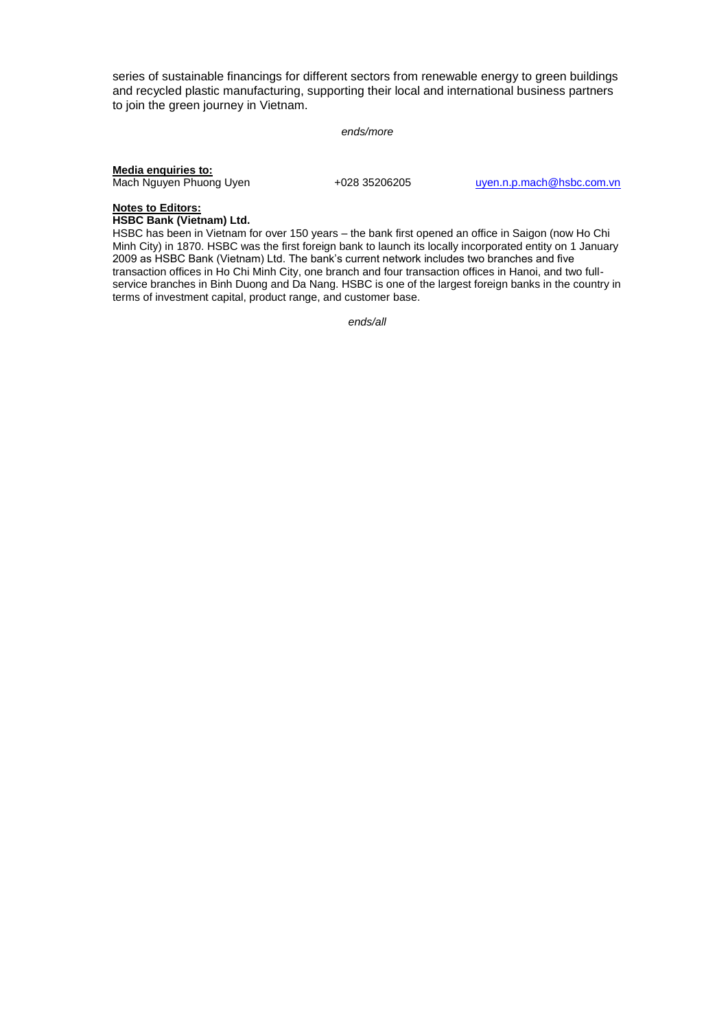series of sustainable financings for different sectors from renewable energy to green buildings and recycled plastic manufacturing, supporting their local and international business partners to join the green journey in Vietnam.

*ends/more*

**Media enquiries to:**

Mach Nguyen Phuong Uyen +028 35206205 uyen.n.p.mach@hsbc.com.vn

**Notes to Editors:**

**HSBC Bank (Vietnam) Ltd.**

HSBC has been in Vietnam for over 150 years – the bank first opened an office in Saigon (now Ho Chi Minh City) in 1870. HSBC was the first foreign bank to launch its locally incorporated entity on 1 January 2009 as HSBC Bank (Vietnam) Ltd. The bank's current network includes two branches and five transaction offices in Ho Chi Minh City, one branch and four transaction offices in Hanoi, and two full-service branches in Binh Duong and Da Nang. HSBC is one of the largest foreign banks in the country in terms of investment capital, product range, and customer base.

*ends/all*